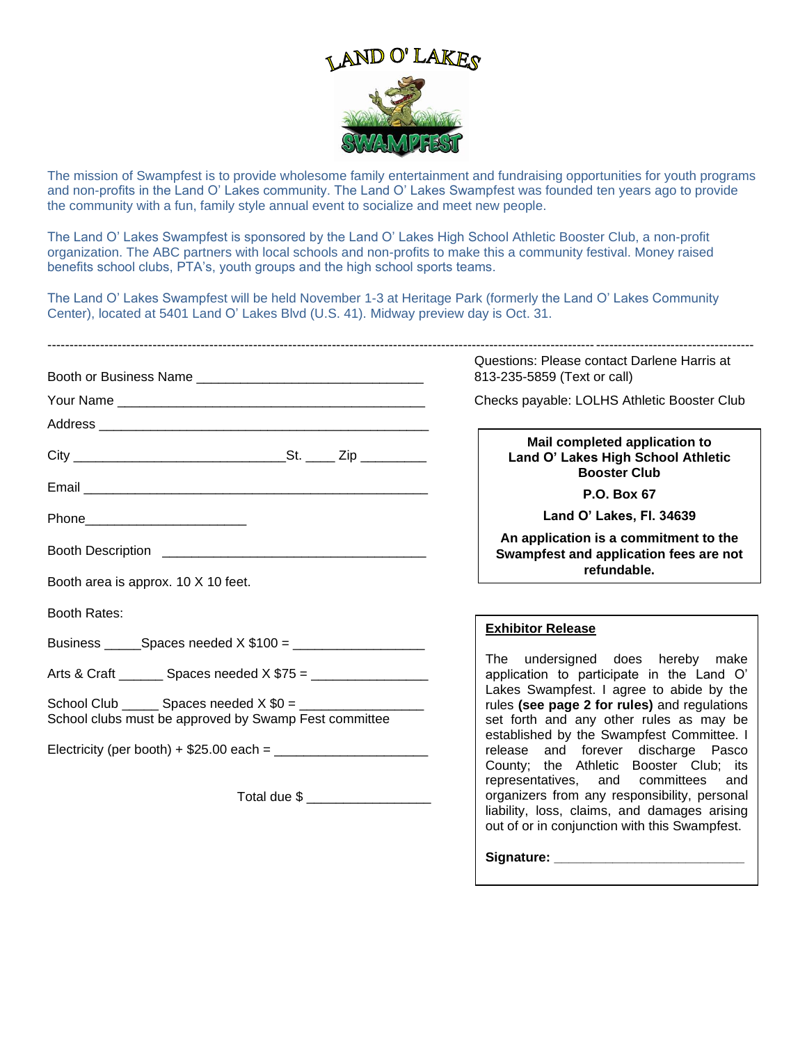# LAND O' LAKES SWAMPFEST

The mission of Swampfest is to provide wholesome family entertainment and fundraising opportunities for youth programs and non-profits in the Land O' Lakes community. The Land O' Lakes Swampfest was founded ten years ago to provide the community with a fun, family style annual event to socialize and meet new people.

The Land O' Lakes Swampfest is sponsored by the Land O' Lakes High School Athletic Booster Club, a non-profit organization. The ABC partners with local schools and non-profits to make this a community festival. Money raised benefits school clubs, PTA's, youth groups and the high school sports teams.

The Land O' Lakes Swampfest will be held November 1-3 at Heritage Park (formerly the Land O' Lakes Community Center), located at 5401 Land O' Lakes Blvd (U.S. 41). Midway preview day is Oct. 31.

---

Booth or Business Name ______________________________

Your Name ________________________________________

Address __________________________________________

City ___________________________St. ____ Zip _________

Email ____________________________________________

Phone______________________

Booth Description ___________________________________

Booth area is approx. 10 X 10 feet.

Booth Rates:

Business _____Spaces needed X $100 = _________________

Arts & Craft ______ Spaces needed X $75 = ______________

School Club _____ Spaces needed X $0 = ________________
School clubs must be approved by Swamp Fest committee

Electricity (per booth) + $25.00 each = ____________________

Total due $ ________________

Questions: Please contact Darlene Harris at 813-235-5859 (Text or call)

Checks payable: LOLHS Athletic Booster Club

**Mail completed application to**
**Land O' Lakes High School Athletic Booster Club**
**P.O. Box 67**
**Land O' Lakes, Fl. 34639**

**An application is a commitment to the Swampfest and application fees are not refundable.**

**Exhibitor Release**

The undersigned does hereby make application to participate in the Land O' Lakes Swampfest. I agree to abide by the rules **(see page 2 for rules)** and regulations set forth and any other rules as may be established by the Swampfest Committee. I release and forever discharge Pasco County; the Athletic Booster Club; its representatives, and committees and organizers from any responsibility, personal liability, loss, claims, and damages arising out of or in conjunction with this Swampfest.

**Signature: ________________________**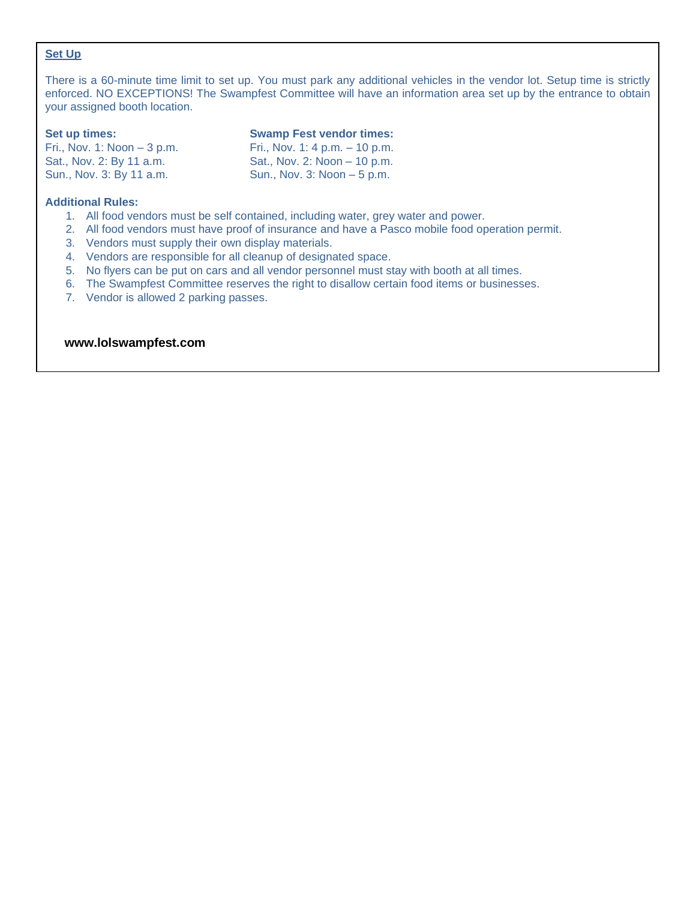## Set Up

There is a 60-minute time limit to set up. You must park any additional vehicles in the vendor lot. Setup time is strictly enforced. NO EXCEPTIONS! The Swampfest Committee will have an information area set up by the entrance to obtain your assigned booth location.

**Set up times:**
Fri., Nov. 1: Noon – 3 p.m.
Sat., Nov. 2: By 11 a.m.
Sun., Nov. 3: By 11 a.m.

**Swamp Fest vendor times:**
Fri., Nov. 1: 4 p.m. – 10 p.m.
Sat., Nov. 2: Noon – 10 p.m.
Sun., Nov. 3: Noon – 5 p.m.

**Additional Rules:**

1. All food vendors must be self contained, including water, grey water and power.
2. All food vendors must have proof of insurance and have a Pasco mobile food operation permit.
3. Vendors must supply their own display materials.
4. Vendors are responsible for all cleanup of designated space.
5. No flyers can be put on cars and all vendor personnel must stay with booth at all times.
6. The Swampfest Committee reserves the right to disallow certain food items or businesses.
7. Vendor is allowed 2 parking passes.

**www.lolswampfest.com**